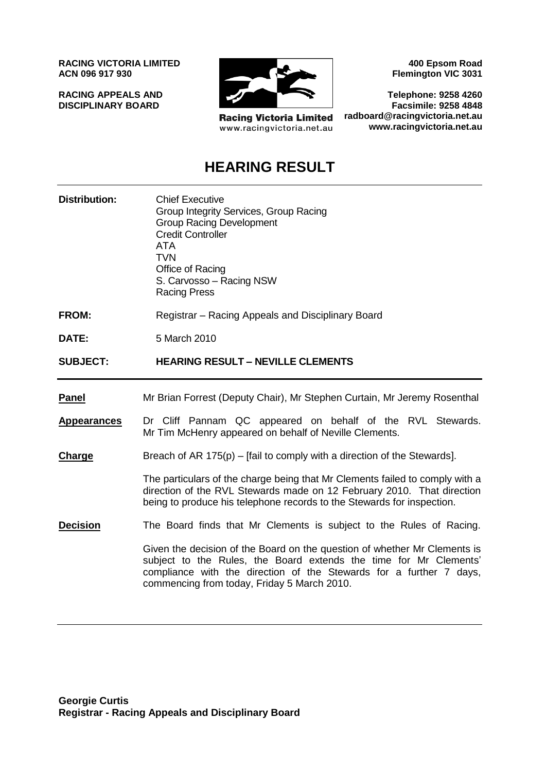**RACING VICTORIA LIMITED**
**ACN 096 917 930**

**RACING APPEALS AND DISCIPLINARY BOARD**

Racing Victoria Limited
www.racingvictoria.net.au

**400 Epsom Road**
**Flemington VIC 3031**

**Telephone: 9258 4260**
**Facsimile: 9258 4848**
**radboard@racingvictoria.net.au**
**www.racingvictoria.net.au**

# HEARING RESULT

**Distribution:** Chief Executive
Group Integrity Services, Group Racing
Group Racing Development
Credit Controller
ATA
TVN
Office of Racing
S. Carvosso – Racing NSW
Racing Press

**FROM:** Registrar – Racing Appeals and Disciplinary Board

**DATE:** 5 March 2010

**SUBJECT:** **HEARING RESULT – NEVILLE CLEMENTS**

**Panel** Mr Brian Forrest (Deputy Chair), Mr Stephen Curtain, Mr Jeremy Rosenthal

**Appearances** Dr Cliff Pannam QC appeared on behalf of the RVL Stewards. Mr Tim McHenry appeared on behalf of Neville Clements.

**Charge** Breach of AR 175(p) – [fail to comply with a direction of the Stewards].

The particulars of the charge being that Mr Clements failed to comply with a direction of the RVL Stewards made on 12 February 2010. That direction being to produce his telephone records to the Stewards for inspection.

**Decision** The Board finds that Mr Clements is subject to the Rules of Racing.

Given the decision of the Board on the question of whether Mr Clements is subject to the Rules, the Board extends the time for Mr Clements' compliance with the direction of the Stewards for a further 7 days, commencing from today, Friday 5 March 2010.

**Georgie Curtis**
**Registrar - Racing Appeals and Disciplinary Board**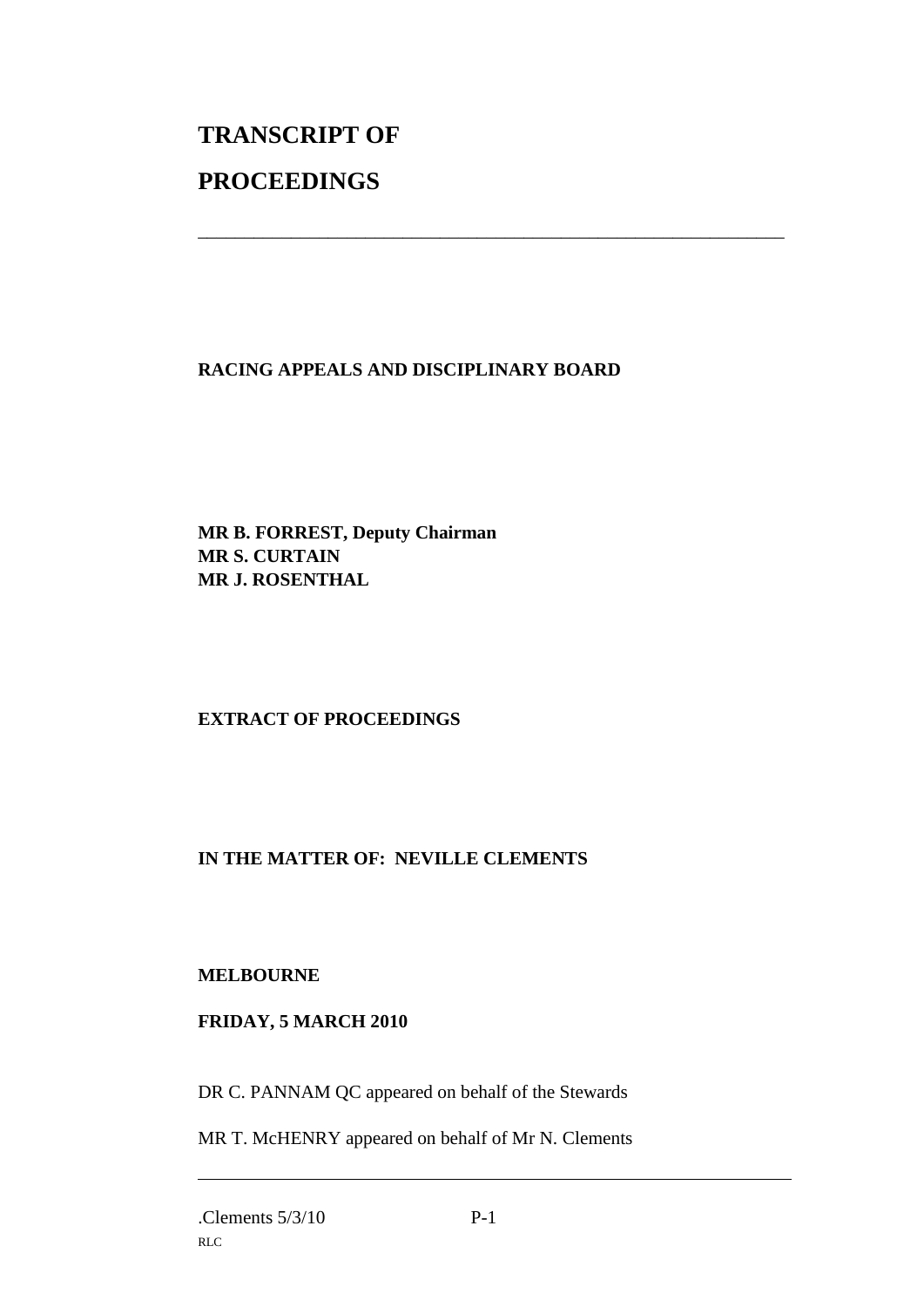# TRANSCRIPT OF

# PROCEEDINGS

---

**RACING APPEALS AND DISCIPLINARY BOARD**

**MR B. FORREST, Deputy Chairman**
**MR S. CURTAIN**
**MR J. ROSENTHAL**

**EXTRACT OF PROCEEDINGS**

**IN THE MATTER OF: NEVILLE CLEMENTS**

**MELBOURNE**

**FRIDAY, 5 MARCH 2010**

DR C. PANNAM QC appeared on behalf of the Stewards

MR T. McHENRY appeared on behalf of Mr N. Clements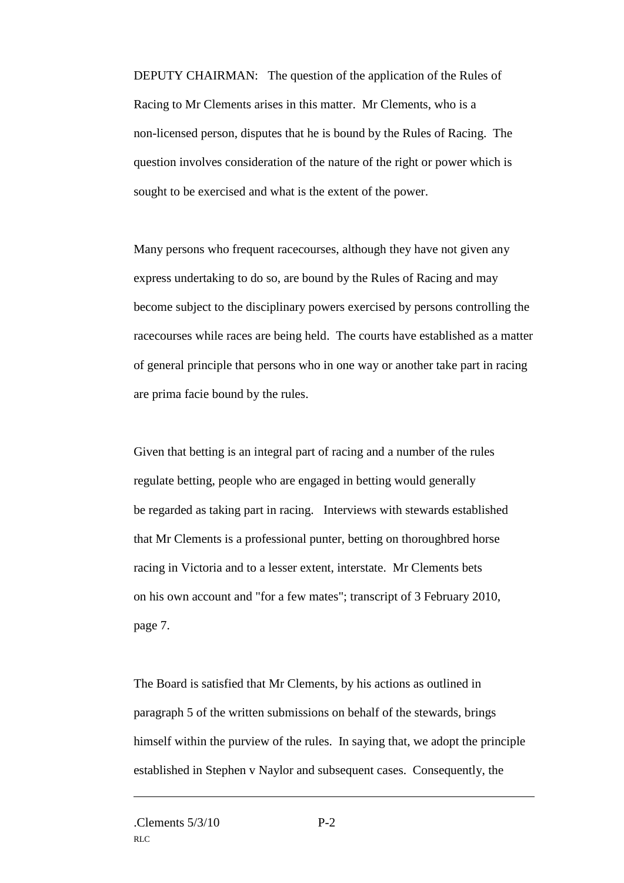DEPUTY CHAIRMAN: The question of the application of the Rules of Racing to Mr Clements arises in this matter. Mr Clements, who is a non-licensed person, disputes that he is bound by the Rules of Racing. The question involves consideration of the nature of the right or power which is sought to be exercised and what is the extent of the power.

Many persons who frequent racecourses, although they have not given any express undertaking to do so, are bound by the Rules of Racing and may become subject to the disciplinary powers exercised by persons controlling the racecourses while races are being held. The courts have established as a matter of general principle that persons who in one way or another take part in racing are prima facie bound by the rules.

Given that betting is an integral part of racing and a number of the rules regulate betting, people who are engaged in betting would generally be regarded as taking part in racing. Interviews with stewards established that Mr Clements is a professional punter, betting on thoroughbred horse racing in Victoria and to a lesser extent, interstate. Mr Clements bets on his own account and "for a few mates"; transcript of 3 February 2010, page 7.

The Board is satisfied that Mr Clements, by his actions as outlined in paragraph 5 of the written submissions on behalf of the stewards, brings himself within the purview of the rules. In saying that, we adopt the principle established in Stephen v Naylor and subsequent cases. Consequently, the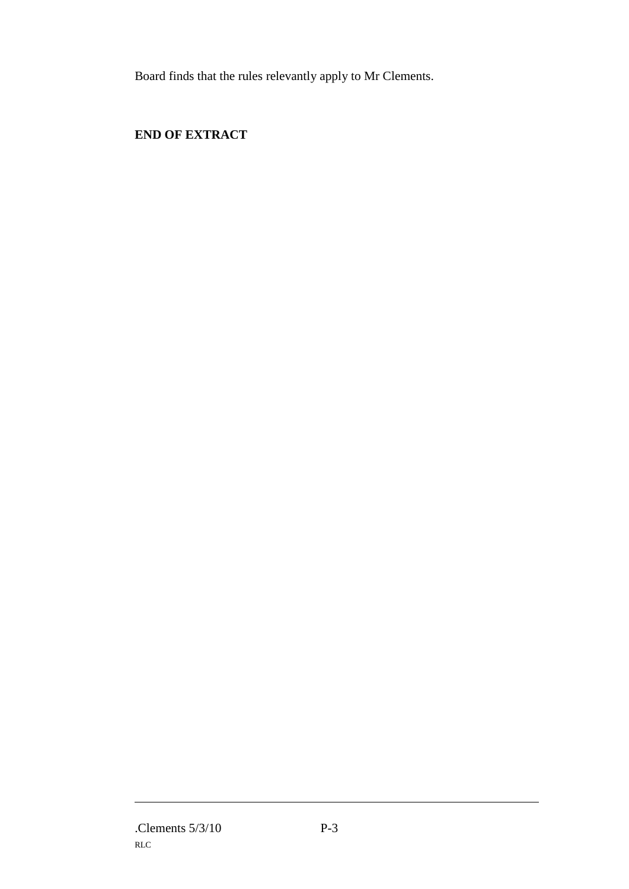Board finds that the rules relevantly apply to Mr Clements.

**END OF EXTRACT**